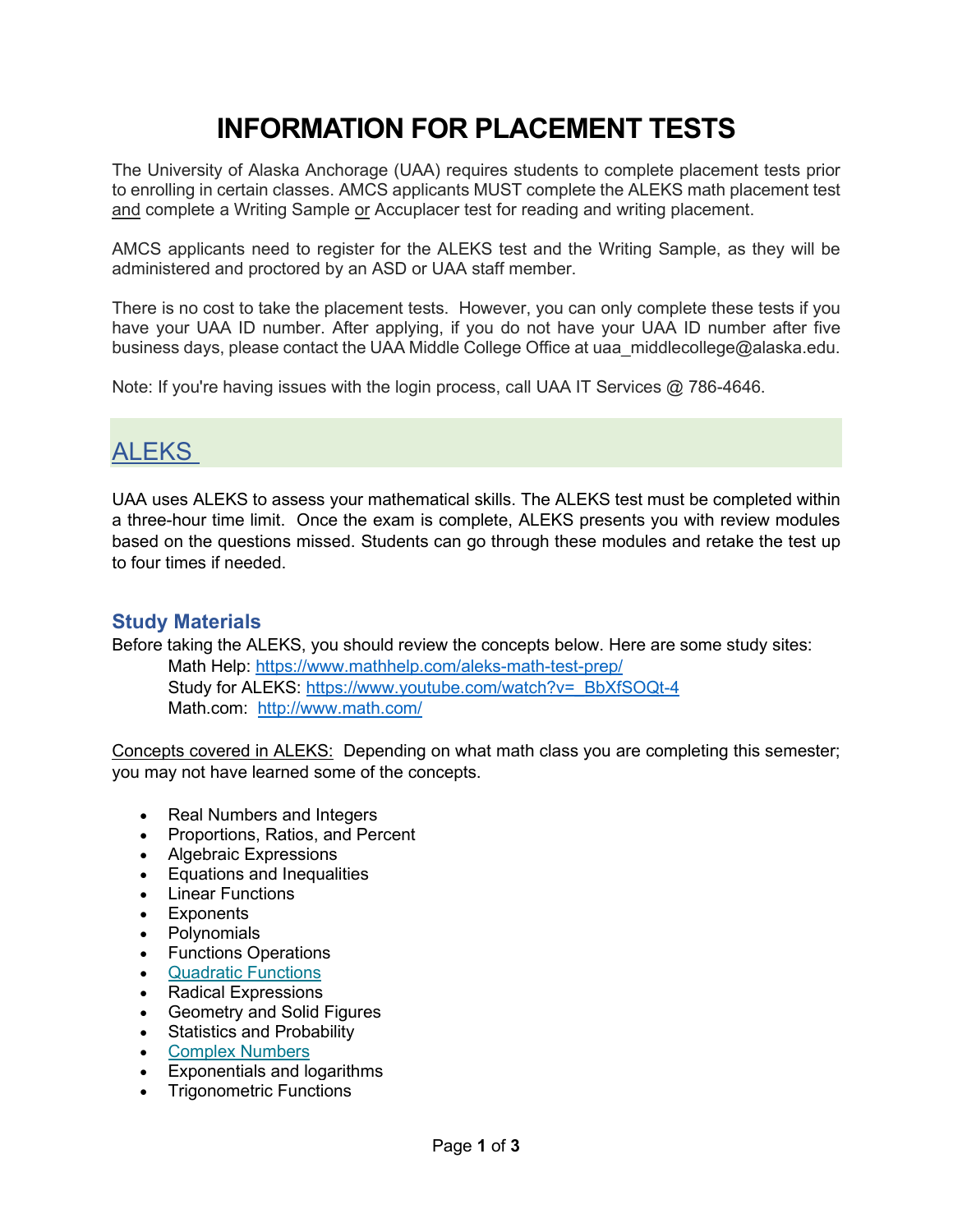# INFORMATION FOR PLACEMENT TESTS

The University of Alaska Anchorage (UAA) requires students to complete placement tests prior to enrolling in certain classes. AMCS applicants MUST complete the ALEKS math placement test and complete a Writing Sample or Accuplacer test for reading and writing placement.

AMCS applicants need to register for the ALEKS test and the Writing Sample, as they will be administered and proctored by an ASD or UAA staff member.

There is no cost to take the placement tests. However, you can only complete these tests if you have your UAA ID number. After applying, if you do not have your UAA ID number after five business days, please contact the UAA Middle College Office at uaa_middlecollege@alaska.edu.

Note: If you're having issues with the login process, call UAA IT Services @ 786-4646.

## ALEKS

UAA uses ALEKS to assess your mathematical skills. The ALEKS test must be completed within a three-hour time limit. Once the exam is complete, ALEKS presents you with review modules based on the questions missed. Students can go through these modules and retake the test up to four times if needed.

### Study Materials

Before taking the ALEKS, you should review the concepts below. Here are some study sites:

Math Help: https://www.mathhelp.com/aleks-math-test-prep/
Study for ALEKS: https://www.youtube.com/watch?v=_BbXfSOQt-4
Math.com: http://www.math.com/

Concepts covered in ALEKS: Depending on what math class you are completing this semester; you may not have learned some of the concepts.

- Real Numbers and Integers
- Proportions, Ratios, and Percent
- Algebraic Expressions
- Equations and Inequalities
- Linear Functions
- Exponents
- Polynomials
- Functions Operations
- Quadratic Functions
- Radical Expressions
- Geometry and Solid Figures
- Statistics and Probability
- Complex Numbers
- Exponentials and logarithms
- Trigonometric Functions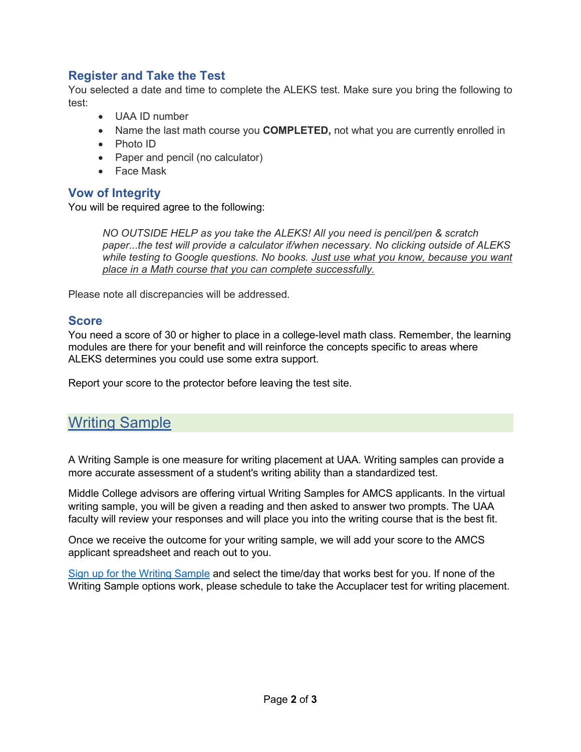## Register and Take the Test

You selected a date and time to complete the ALEKS test. Make sure you bring the following to test:

- UAA ID number
- Name the last math course you **COMPLETED,** not what you are currently enrolled in
- Photo ID
- Paper and pencil (no calculator)
- Face Mask

## Vow of Integrity

You will be required agree to the following:

> *NO OUTSIDE HELP as you take the ALEKS! All you need is pencil/pen & scratch paper...the test will provide a calculator if/when necessary. No clicking outside of ALEKS while testing to Google questions. No books. <u>Just use what you know, because you want place in a Math course that you can complete successfully.</u>*

Please note all discrepancies will be addressed.

## Score

You need a score of 30 or higher to place in a college-level math class. Remember, the learning modules are there for your benefit and will reinforce the concepts specific to areas where ALEKS determines you could use some extra support.

Report your score to the protector before leaving the test site.

# Writing Sample

A Writing Sample is one measure for writing placement at UAA. Writing samples can provide a more accurate assessment of a student's writing ability than a standardized test.

Middle College advisors are offering virtual Writing Samples for AMCS applicants. In the virtual writing sample, you will be given a reading and then asked to answer two prompts. The UAA faculty will review your responses and will place you into the writing course that is the best fit.

Once we receive the outcome for your writing sample, we will add your score to the AMCS applicant spreadsheet and reach out to you.

Sign up for the Writing Sample and select the time/day that works best for you. If none of the Writing Sample options work, please schedule to take the Accuplacer test for writing placement.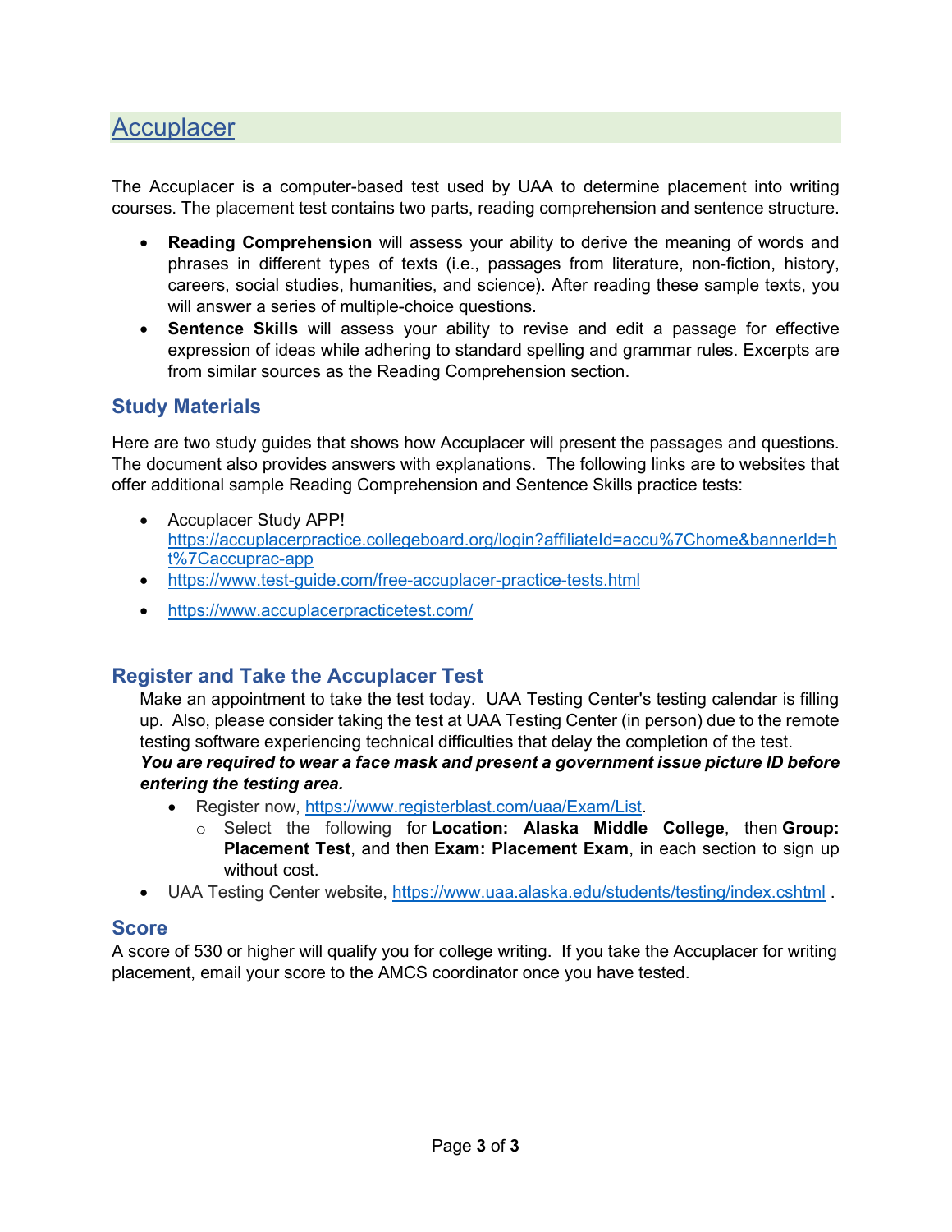## Accuplacer

The Accuplacer is a computer-based test used by UAA to determine placement into writing courses. The placement test contains two parts, reading comprehension and sentence structure.

- **Reading Comprehension** will assess your ability to derive the meaning of words and phrases in different types of texts (i.e., passages from literature, non-fiction, history, careers, social studies, humanities, and science). After reading these sample texts, you will answer a series of multiple-choice questions.
- **Sentence Skills** will assess your ability to revise and edit a passage for effective expression of ideas while adhering to standard spelling and grammar rules. Excerpts are from similar sources as the Reading Comprehension section.

### Study Materials

Here are two study guides that shows how Accuplacer will present the passages and questions. The document also provides answers with explanations. The following links are to websites that offer additional sample Reading Comprehension and Sentence Skills practice tests:

- Accuplacer Study APP! https://accuplacerpractice.collegeboard.org/login?affiliateId=accu%7Chome&bannerId=ht%7Caccuprac-app
- https://www.test-guide.com/free-accuplacer-practice-tests.html
- https://www.accuplacerpracticetest.com/

### Register and Take the Accuplacer Test

Make an appointment to take the test today. UAA Testing Center's testing calendar is filling up. Also, please consider taking the test at UAA Testing Center (in person) due to the remote testing software experiencing technical difficulties that delay the completion of the test.

***You are required to wear a face mask and present a government issue picture ID before entering the testing area.***

- Register now, https://www.registerblast.com/uaa/Exam/List.
  - Select the following for **Location: Alaska Middle College**, then **Group: Placement Test**, and then **Exam: Placement Exam**, in each section to sign up without cost.
- UAA Testing Center website, https://www.uaa.alaska.edu/students/testing/index.cshtml .

### Score

A score of 530 or higher will qualify you for college writing. If you take the Accuplacer for writing placement, email your score to the AMCS coordinator once you have tested.